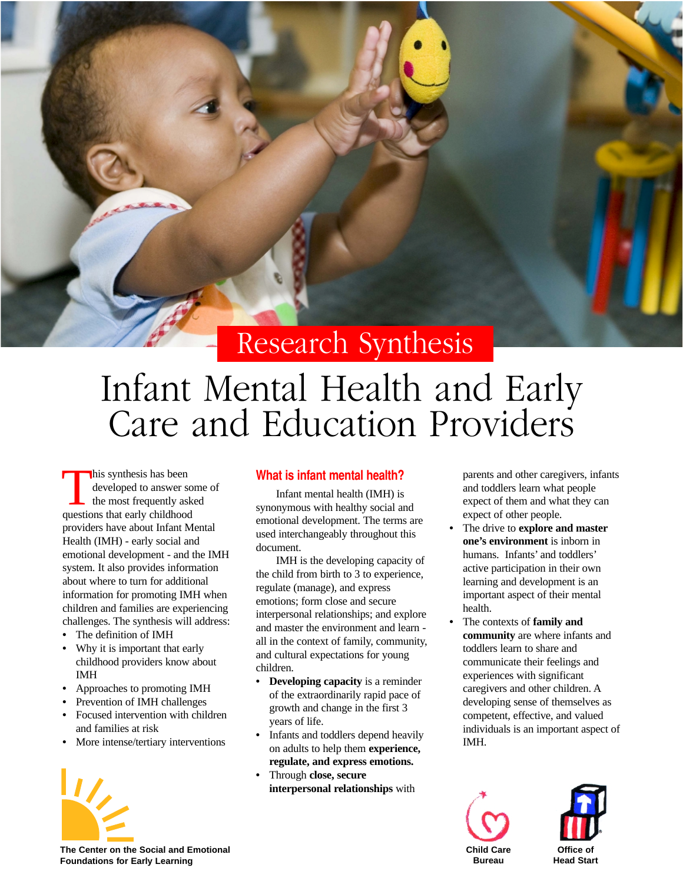Research Synthesis

# Infant Mental Health and Early Care and Education Providers

This synthesis has been developed to answer some of the most frequently asked questions that early childhood providers have about Infant Mental Health (IMH) - early social and emotional development - and the IMH system. It also provides information about where to turn for additional information for promoting IMH when children and families are experiencing challenges. The synthesis will address:

- The definition of IMH
- Why it is important that early childhood providers know about IMH
- Approaches to promoting IMH
- Prevention of IMH challenges
- Focused intervention with children and families at risk
- More intense/tertiary interventions

## What is infant mental health?

Infant mental health (IMH) is synonymous with healthy social and emotional development. The terms are used interchangeably throughout this document.

IMH is the developing capacity of the child from birth to 3 to experience, regulate (manage), and express emotions; form close and secure interpersonal relationships; and explore and master the environment and learn - all in the context of family, community, and cultural expectations for young children.

- **Developing capacity** is a reminder of the extraordinarily rapid pace of growth and change in the first 3 years of life.
- Infants and toddlers depend heavily on adults to help them **experience, regulate, and express emotions.**
- Through **close, secure interpersonal relationships** with parents and other caregivers, infants and toddlers learn what people expect of them and what they can expect of other people.
- The drive to **explore and master one's environment** is inborn in humans. Infants' and toddlers' active participation in their own learning and development is an important aspect of their mental health.
- The contexts of **family and community** are where infants and toddlers learn to share and communicate their feelings and experiences with significant caregivers and other children. A developing sense of themselves as competent, effective, and valued individuals is an important aspect of IMH.

The Center on the Social and Emotional Foundations for Early Learning

Child Care Bureau

Office of Head Start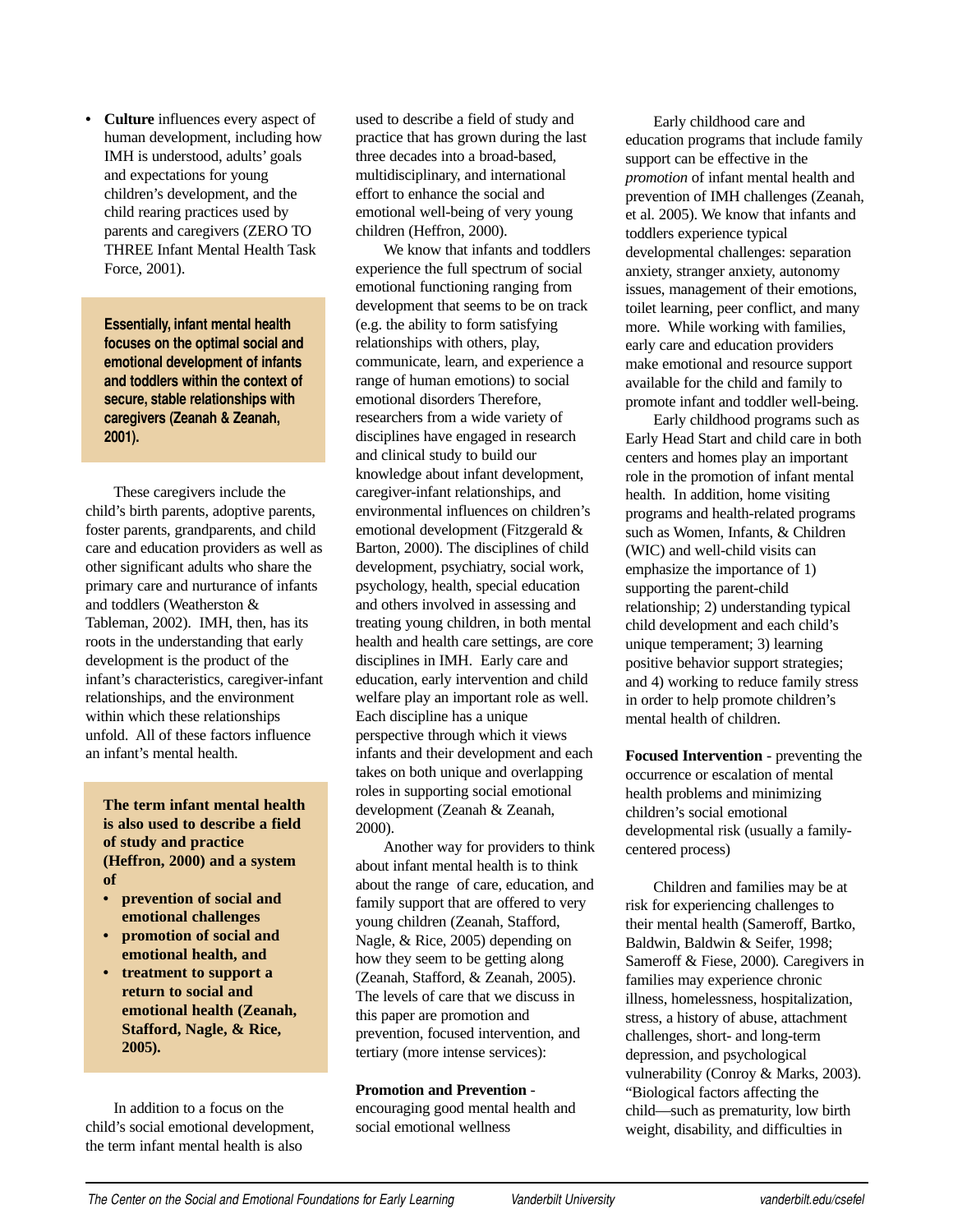- **Culture** influences every aspect of human development, including how IMH is understood, adults' goals and expectations for young children's development, and the child rearing practices used by parents and caregivers (ZERO TO THREE Infant Mental Health Task Force, 2001).

**Essentially, infant mental health focuses on the optimal social and emotional development of infants and toddlers within the context of secure, stable relationships with caregivers (Zeanah & Zeanah, 2001).**

These caregivers include the child's birth parents, adoptive parents, foster parents, grandparents, and child care and education providers as well as other significant adults who share the primary care and nurturance of infants and toddlers (Weatherston & Tableman, 2002). IMH, then, has its roots in the understanding that early development is the product of the infant's characteristics, caregiver-infant relationships, and the environment within which these relationships unfold. All of these factors influence an infant's mental health.

**The term infant mental health is also used to describe a field of study and practice (Heffron, 2000) and a system of**

- **prevention of social and emotional challenges**
- **promotion of social and emotional health, and**
- **treatment to support a return to social and emotional health (Zeanah, Stafford, Nagle, & Rice, 2005).**

In addition to a focus on the child's social emotional development, the term infant mental health is also used to describe a field of study and practice that has grown during the last three decades into a broad-based, multidisciplinary, and international effort to enhance the social and emotional well-being of very young children (Heffron, 2000).

We know that infants and toddlers experience the full spectrum of social emotional functioning ranging from development that seems to be on track (e.g. the ability to form satisfying relationships with others, play, communicate, learn, and experience a range of human emotions) to social emotional disorders Therefore, researchers from a wide variety of disciplines have engaged in research and clinical study to build our knowledge about infant development, caregiver-infant relationships, and environmental influences on children's emotional development (Fitzgerald & Barton, 2000). The disciplines of child development, psychiatry, social work, psychology, health, special education and others involved in assessing and treating young children, in both mental health and health care settings, are core disciplines in IMH. Early care and education, early intervention and child welfare play an important role as well. Each discipline has a unique perspective through which it views infants and their development and each takes on both unique and overlapping roles in supporting social emotional development (Zeanah & Zeanah, 2000).

Another way for providers to think about infant mental health is to think about the range of care, education, and family support that are offered to very young children (Zeanah, Stafford, Nagle, & Rice, 2005) depending on how they seem to be getting along (Zeanah, Stafford, & Zeanah, 2005). The levels of care that we discuss in this paper are promotion and prevention, focused intervention, and tertiary (more intense services):

**Promotion and Prevention** - encouraging good mental health and social emotional wellness

Early childhood care and education programs that include family support can be effective in the *promotion* of infant mental health and prevention of IMH challenges (Zeanah, et al. 2005). We know that infants and toddlers experience typical developmental challenges: separation anxiety, stranger anxiety, autonomy issues, management of their emotions, toilet learning, peer conflict, and many more. While working with families, early care and education providers make emotional and resource support available for the child and family to promote infant and toddler well-being.

Early childhood programs such as Early Head Start and child care in both centers and homes play an important role in the promotion of infant mental health. In addition, home visiting programs and health-related programs such as Women, Infants, & Children (WIC) and well-child visits can emphasize the importance of 1) supporting the parent-child relationship; 2) understanding typical child development and each child's unique temperament; 3) learning positive behavior support strategies; and 4) working to reduce family stress in order to help promote children's mental health of children.

**Focused Intervention** - preventing the occurrence or escalation of mental health problems and minimizing children's social emotional developmental risk (usually a family-centered process)

Children and families may be at risk for experiencing challenges to their mental health (Sameroff, Bartko, Baldwin, Baldwin & Seifer, 1998; Sameroff & Fiese, 2000). Caregivers in families may experience chronic illness, homelessness, hospitalization, stress, a history of abuse, attachment challenges, short- and long-term depression, and psychological vulnerability (Conroy & Marks, 2003). "Biological factors affecting the child—such as prematurity, low birth weight, disability, and difficulties in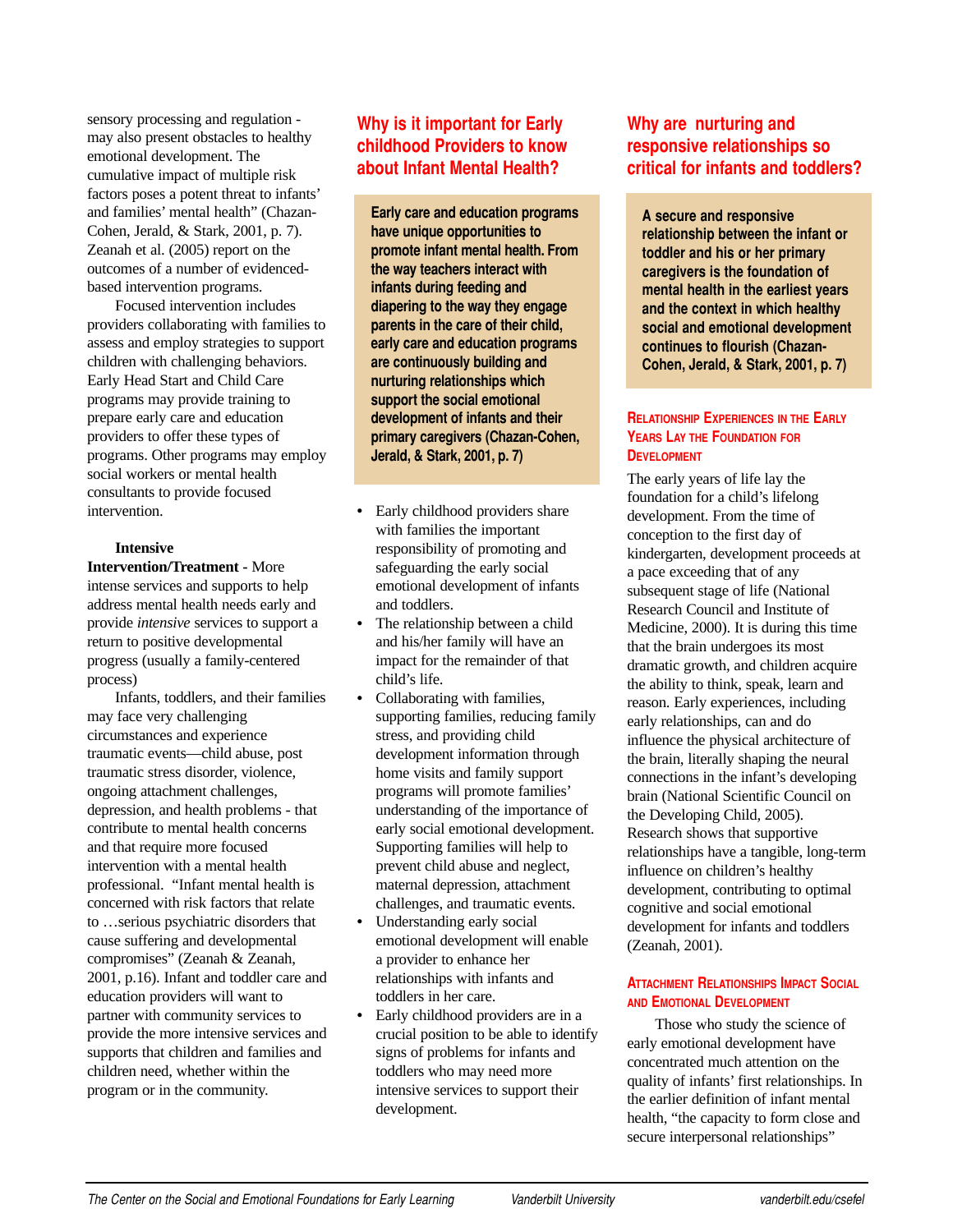sensory processing and regulation - may also present obstacles to healthy emotional development. The cumulative impact of multiple risk factors poses a potent threat to infants' and families' mental health" (Chazan-Cohen, Jerald, & Stark, 2001, p. 7). Zeanah et al. (2005) report on the outcomes of a number of evidenced-based intervention programs.

Focused intervention includes providers collaborating with families to assess and employ strategies to support children with challenging behaviors. Early Head Start and Child Care programs may provide training to prepare early care and education providers to offer these types of programs. Other programs may employ social workers or mental health consultants to provide focused intervention.

**Intensive Intervention/Treatment -** More intense services and supports to help address mental health needs early and provide *intensive* services to support a return to positive developmental progress (usually a family-centered process)

Infants, toddlers, and their families may face very challenging circumstances and experience traumatic events—child abuse, post traumatic stress disorder, violence, ongoing attachment challenges, depression, and health problems - that contribute to mental health concerns and that require more focused intervention with a mental health professional. "Infant mental health is concerned with risk factors that relate to …serious psychiatric disorders that cause suffering and developmental compromises" (Zeanah & Zeanah, 2001, p.16). Infant and toddler care and education providers will want to partner with community services to provide the more intensive services and supports that children and families and children need, whether within the program or in the community.

## Why is it important for Early childhood Providers to know about Infant Mental Health?

**Early care and education programs have unique opportunities to promote infant mental health. From the way teachers interact with infants during feeding and diapering to the way they engage parents in the care of their child, early care and education programs are continuously building and nurturing relationships which support the social emotional development of infants and their primary caregivers (Chazan-Cohen, Jerald, & Stark, 2001, p. 7)**

- Early childhood providers share with families the important responsibility of promoting and safeguarding the early social emotional development of infants and toddlers.
- The relationship between a child and his/her family will have an impact for the remainder of that child's life.
- Collaborating with families, supporting families, reducing family stress, and providing child development information through home visits and family support programs will promote families' understanding of the importance of early social emotional development. Supporting families will help to prevent child abuse and neglect, maternal depression, attachment challenges, and traumatic events.
- Understanding early social emotional development will enable a provider to enhance her relationships with infants and toddlers in her care.
- Early childhood providers are in a crucial position to be able to identify signs of problems for infants and toddlers who may need more intensive services to support their development.

## Why are nurturing and responsive relationships so critical for infants and toddlers?

**A secure and responsive relationship between the infant or toddler and his or her primary caregivers is the foundation of mental health in the earliest years and the context in which healthy social and emotional development continues to flourish (Chazan-Cohen, Jerald, & Stark, 2001, p. 7)**

### Relationship Experiences in the Early Years Lay the Foundation for Development

The early years of life lay the foundation for a child's lifelong development. From the time of conception to the first day of kindergarten, development proceeds at a pace exceeding that of any subsequent stage of life (National Research Council and Institute of Medicine, 2000). It is during this time that the brain undergoes its most dramatic growth, and children acquire the ability to think, speak, learn and reason. Early experiences, including early relationships, can and do influence the physical architecture of the brain, literally shaping the neural connections in the infant's developing brain (National Scientific Council on the Developing Child, 2005). Research shows that supportive relationships have a tangible, long-term influence on children's healthy development, contributing to optimal cognitive and social emotional development for infants and toddlers (Zeanah, 2001).

### Attachment Relationships Impact Social and Emotional Development

Those who study the science of early emotional development have concentrated much attention on the quality of infants' first relationships. In the earlier definition of infant mental health, "the capacity to form close and secure interpersonal relationships"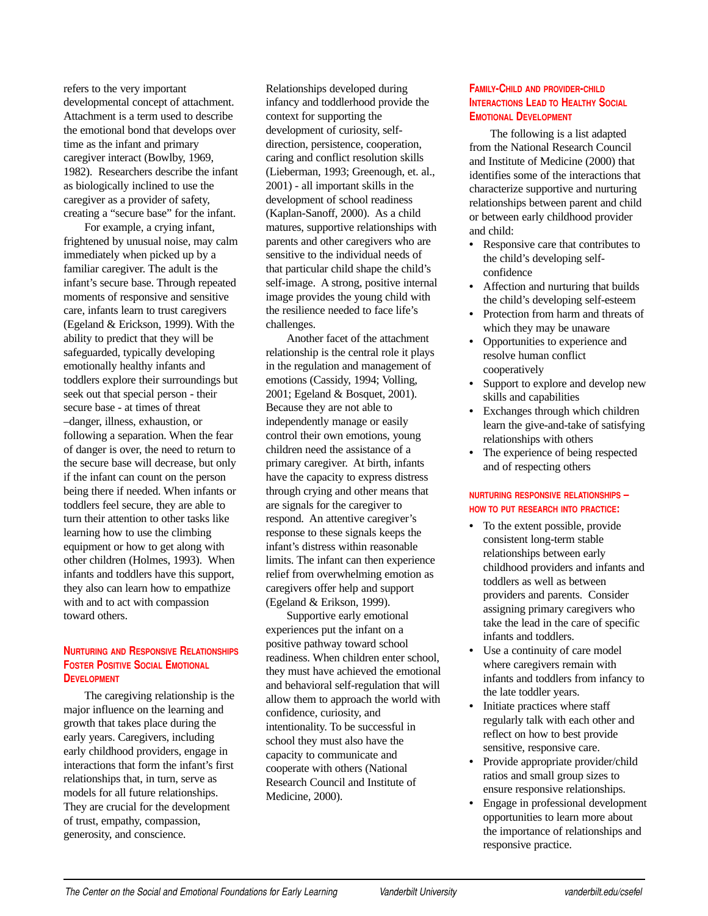refers to the very important developmental concept of attachment. Attachment is a term used to describe the emotional bond that develops over time as the infant and primary caregiver interact (Bowlby, 1969, 1982). Researchers describe the infant as biologically inclined to use the caregiver as a provider of safety, creating a "secure base" for the infant.

For example, a crying infant, frightened by unusual noise, may calm immediately when picked up by a familiar caregiver. The adult is the infant's secure base. Through repeated moments of responsive and sensitive care, infants learn to trust caregivers (Egeland & Erickson, 1999). With the ability to predict that they will be safeguarded, typically developing emotionally healthy infants and toddlers explore their surroundings but seek out that special person - their secure base - at times of threat –danger, illness, exhaustion, or following a separation. When the fear of danger is over, the need to return to the secure base will decrease, but only if the infant can count on the person being there if needed. When infants or toddlers feel secure, they are able to turn their attention to other tasks like learning how to use the climbing equipment or how to get along with other children (Holmes, 1993). When infants and toddlers have this support, they also can learn how to empathize with and to act with compassion toward others.

### Nurturing and Responsive Relationships Foster Positive Social Emotional Development

The caregiving relationship is the major influence on the learning and growth that takes place during the early years. Caregivers, including early childhood providers, engage in interactions that form the infant's first relationships that, in turn, serve as models for all future relationships. They are crucial for the development of trust, empathy, compassion, generosity, and conscience.

Relationships developed during infancy and toddlerhood provide the context for supporting the development of curiosity, self-direction, persistence, cooperation, caring and conflict resolution skills (Lieberman, 1993; Greenough, et. al., 2001) - all important skills in the development of school readiness (Kaplan-Sanoff, 2000). As a child matures, supportive relationships with parents and other caregivers who are sensitive to the individual needs of that particular child shape the child's self-image. A strong, positive internal image provides the young child with the resilience needed to face life's challenges.

Another facet of the attachment relationship is the central role it plays in the regulation and management of emotions (Cassidy, 1994; Volling, 2001; Egeland & Bosquet, 2001). Because they are not able to independently manage or easily control their own emotions, young children need the assistance of a primary caregiver. At birth, infants have the capacity to express distress through crying and other means that are signals for the caregiver to respond. An attentive caregiver's response to these signals keeps the infant's distress within reasonable limits. The infant can then experience relief from overwhelming emotion as caregivers offer help and support (Egeland & Erikson, 1999).

Supportive early emotional experiences put the infant on a positive pathway toward school readiness. When children enter school, they must have achieved the emotional and behavioral self-regulation that will allow them to approach the world with confidence, curiosity, and intentionality. To be successful in school they must also have the capacity to communicate and cooperate with others (National Research Council and Institute of Medicine, 2000).

### Family-Child and Provider-Child Interactions Lead to Healthy Social Emotional Development

The following is a list adapted from the National Research Council and Institute of Medicine (2000) that identifies some of the interactions that characterize supportive and nurturing relationships between parent and child or between early childhood provider and child:

- Responsive care that contributes to the child's developing self-confidence
- Affection and nurturing that builds the child's developing self-esteem
- Protection from harm and threats of which they may be unaware
- Opportunities to experience and resolve human conflict cooperatively
- Support to explore and develop new skills and capabilities
- Exchanges through which children learn the give-and-take of satisfying relationships with others
- The experience of being respected and of respecting others

#### Nurturing Responsive Relationships – How to Put Research into Practice:

- To the extent possible, provide consistent long-term stable relationships between early childhood providers and infants and toddlers as well as between providers and parents. Consider assigning primary caregivers who take the lead in the care of specific infants and toddlers.
- Use a continuity of care model where caregivers remain with infants and toddlers from infancy to the late toddler years.
- Initiate practices where staff regularly talk with each other and reflect on how to best provide sensitive, responsive care.
- Provide appropriate provider/child ratios and small group sizes to ensure responsive relationships.
- Engage in professional development opportunities to learn more about the importance of relationships and responsive practice.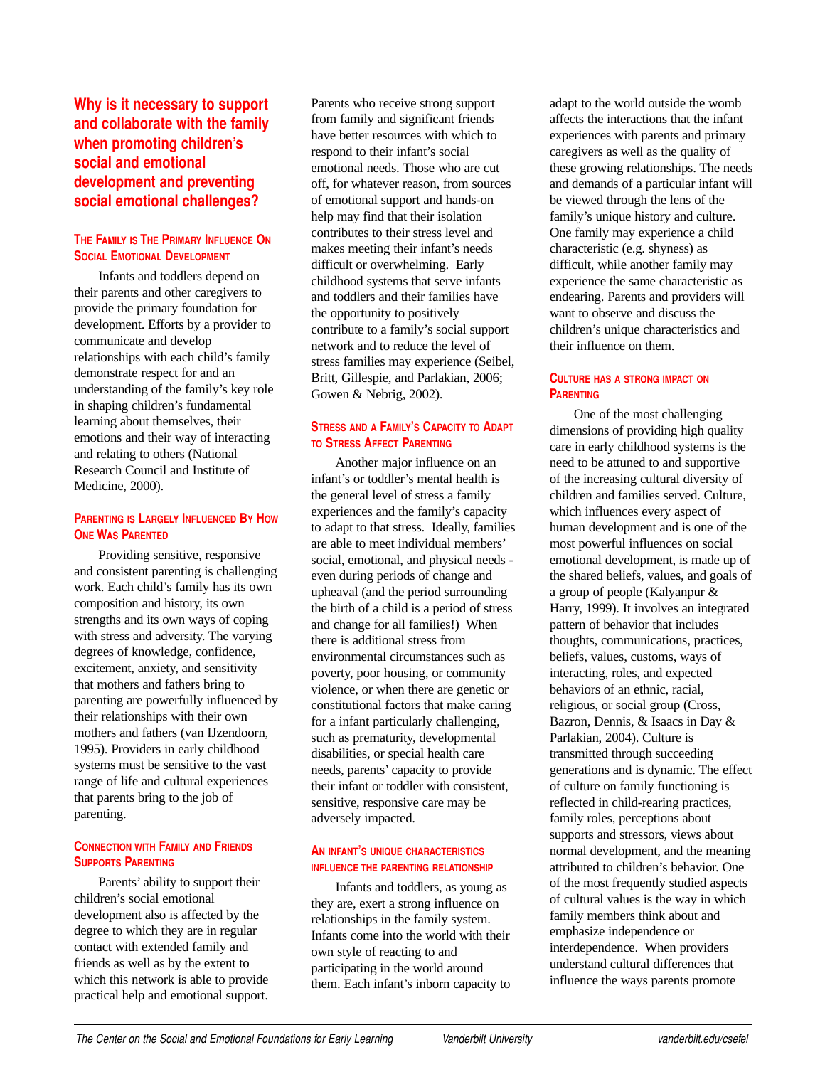## Why is it necessary to support and collaborate with the family when promoting children's social and emotional development and preventing social emotional challenges?

### The Family is The Primary Influence On Social Emotional Development

Infants and toddlers depend on their parents and other caregivers to provide the primary foundation for development. Efforts by a provider to communicate and develop relationships with each child's family demonstrate respect for and an understanding of the family's key role in shaping children's fundamental learning about themselves, their emotions and their way of interacting and relating to others (National Research Council and Institute of Medicine, 2000).

### Parenting is Largely Influenced By How One Was Parented

Providing sensitive, responsive and consistent parenting is challenging work. Each child's family has its own composition and history, its own strengths and its own ways of coping with stress and adversity. The varying degrees of knowledge, confidence, excitement, anxiety, and sensitivity that mothers and fathers bring to parenting are powerfully influenced by their relationships with their own mothers and fathers (van IJzendoorn, 1995). Providers in early childhood systems must be sensitive to the vast range of life and cultural experiences that parents bring to the job of parenting.

### Connection with Family and Friends Supports Parenting

Parents' ability to support their children's social emotional development also is affected by the degree to which they are in regular contact with extended family and friends as well as by the extent to which this network is able to provide practical help and emotional support. Parents who receive strong support from family and significant friends have better resources with which to respond to their infant's social emotional needs. Those who are cut off, for whatever reason, from sources of emotional support and hands-on help may find that their isolation contributes to their stress level and makes meeting their infant's needs difficult or overwhelming. Early childhood systems that serve infants and toddlers and their families have the opportunity to positively contribute to a family's social support network and to reduce the level of stress families may experience (Seibel, Britt, Gillespie, and Parlakian, 2006; Gowen & Nebrig, 2002).

### Stress and a Family's Capacity to Adapt to Stress Affect Parenting

Another major influence on an infant's or toddler's mental health is the general level of stress a family experiences and the family's capacity to adapt to that stress. Ideally, families are able to meet individual members' social, emotional, and physical needs - even during periods of change and upheaval (and the period surrounding the birth of a child is a period of stress and change for all families!) When there is additional stress from environmental circumstances such as poverty, poor housing, or community violence, or when there are genetic or constitutional factors that make caring for a infant particularly challenging, such as prematurity, developmental disabilities, or special health care needs, parents' capacity to provide their infant or toddler with consistent, sensitive, responsive care may be adversely impacted.

### An Infant's Unique Characteristics Influence the Parenting Relationship

Infants and toddlers, as young as they are, exert a strong influence on relationships in the family system. Infants come into the world with their own style of reacting to and participating in the world around them. Each infant's inborn capacity to adapt to the world outside the womb affects the interactions that the infant experiences with parents and primary caregivers as well as the quality of these growing relationships. The needs and demands of a particular infant will be viewed through the lens of the family's unique history and culture. One family may experience a child characteristic (e.g. shyness) as difficult, while another family may experience the same characteristic as endearing. Parents and providers will want to observe and discuss the children's unique characteristics and their influence on them.

### Culture has a Strong Impact on Parenting

One of the most challenging dimensions of providing high quality care in early childhood systems is the need to be attuned to and supportive of the increasing cultural diversity of children and families served. Culture, which influences every aspect of human development and is one of the most powerful influences on social emotional development, is made up of the shared beliefs, values, and goals of a group of people (Kalyanpur & Harry, 1999). It involves an integrated pattern of behavior that includes thoughts, communications, practices, beliefs, values, customs, ways of interacting, roles, and expected behaviors of an ethnic, racial, religious, or social group (Cross, Bazron, Dennis, & Isaacs in Day & Parlakian, 2004). Culture is transmitted through succeeding generations and is dynamic. The effect of culture on family functioning is reflected in child-rearing practices, family roles, perceptions about supports and stressors, views about normal development, and the meaning attributed to children's behavior. One of the most frequently studied aspects of cultural values is the way in which family members think about and emphasize independence or interdependence. When providers understand cultural differences that influence the ways parents promote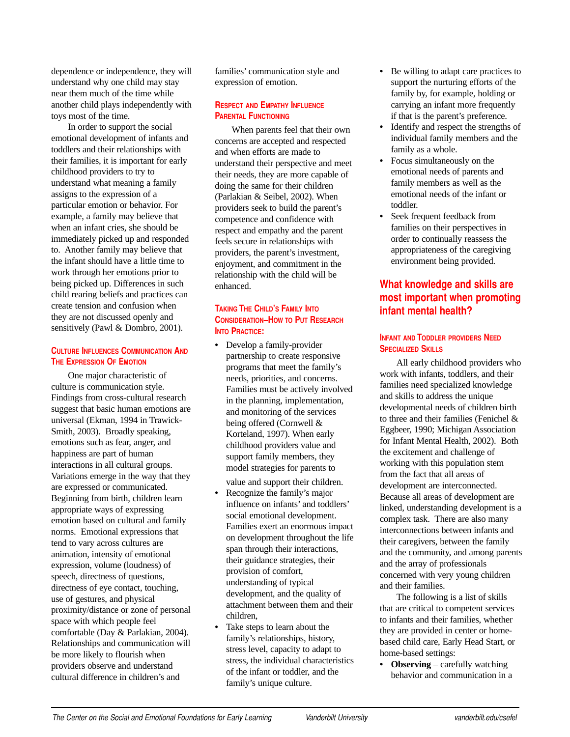dependence or independence, they will understand why one child may stay near them much of the time while another child plays independently with toys most of the time.

In order to support the social emotional development of infants and toddlers and their relationships with their families, it is important for early childhood providers to try to understand what meaning a family assigns to the expression of a particular emotion or behavior. For example, a family may believe that when an infant cries, she should be immediately picked up and responded to. Another family may believe that the infant should have a little time to work through her emotions prior to being picked up. Differences in such child rearing beliefs and practices can create tension and confusion when they are not discussed openly and sensitively (Pawl & Dombro, 2001).

### Culture Influences Communication And The Expression Of Emotion

One major characteristic of culture is communication style. Findings from cross-cultural research suggest that basic human emotions are universal (Ekman, 1994 in Trawick-Smith, 2003). Broadly speaking, emotions such as fear, anger, and happiness are part of human interactions in all cultural groups. Variations emerge in the way that they are expressed or communicated. Beginning from birth, children learn appropriate ways of expressing emotion based on cultural and family norms. Emotional expressions that tend to vary across cultures are animation, intensity of emotional expression, volume (loudness) of speech, directness of questions, directness of eye contact, touching, use of gestures, and physical proximity/distance or zone of personal space with which people feel comfortable (Day & Parlakian, 2004). Relationships and communication will be more likely to flourish when providers observe and understand cultural difference in children's and families' communication style and expression of emotion.

### Respect and Empathy Influence Parental Functioning

When parents feel that their own concerns are accepted and respected and when efforts are made to understand their perspective and meet their needs, they are more capable of doing the same for their children (Parlakian & Seibel, 2002). When providers seek to build the parent's competence and confidence with respect and empathy and the parent feels secure in relationships with providers, the parent's investment, enjoyment, and commitment in the relationship with the child will be enhanced.

### Taking The Child's Family Into Consideration–How to Put Research Into Practice:

- Develop a family-provider partnership to create responsive programs that meet the family's needs, priorities, and concerns. Families must be actively involved in the planning, implementation, and monitoring of the services being offered (Cornwell & Korteland, 1997). When early childhood providers value and support family members, they model strategies for parents to value and support their children.
- Recognize the family's major influence on infants' and toddlers' social emotional development. Families exert an enormous impact on development throughout the life span through their interactions, their guidance strategies, their provision of comfort, understanding of typical development, and the quality of attachment between them and their children,
- Take steps to learn about the family's relationships, history, stress level, capacity to adapt to stress, the individual characteristics of the infant or toddler, and the family's unique culture.
- Be willing to adapt care practices to support the nurturing efforts of the family by, for example, holding or carrying an infant more frequently if that is the parent's preference.
- Identify and respect the strengths of individual family members and the family as a whole.
- Focus simultaneously on the emotional needs of parents and family members as well as the emotional needs of the infant or toddler.
- Seek frequent feedback from families on their perspectives in order to continually reassess the appropriateness of the caregiving environment being provided.

## What knowledge and skills are most important when promoting infant mental health?

### Infant and Toddler providers Need Specialized Skills

All early childhood providers who work with infants, toddlers, and their families need specialized knowledge and skills to address the unique developmental needs of children birth to three and their families (Fenichel & Eggbeer, 1990; Michigan Association for Infant Mental Health, 2002). Both the excitement and challenge of working with this population stem from the fact that all areas of development are interconnected. Because all areas of development are linked, understanding development is a complex task. There are also many interconnections between infants and their caregivers, between the family and the community, and among parents and the array of professionals concerned with very young children and their families.

The following is a list of skills that are critical to competent services to infants and their families, whether they are provided in center or home-based child care, Early Head Start, or home-based settings:

- **Observing** – carefully watching behavior and communication in a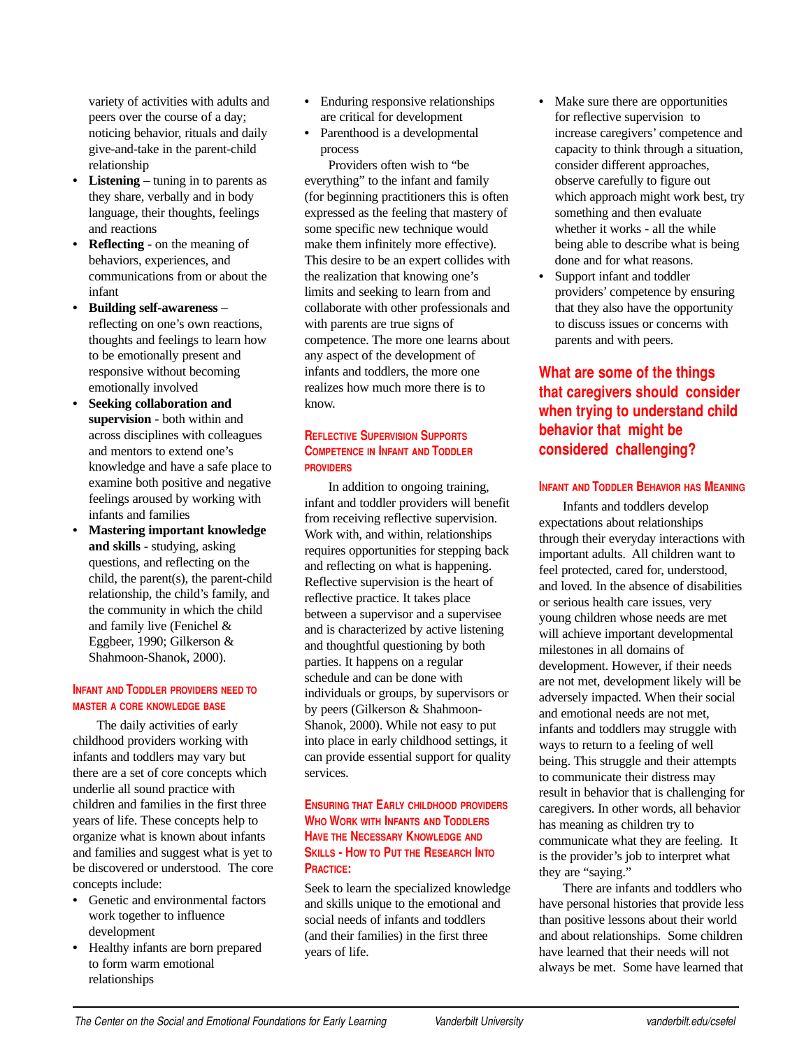variety of activities with adults and peers over the course of a day; noticing behavior, rituals and daily give-and-take in the parent-child relationship

- **Listening** – tuning in to parents as they share, verbally and in body language, their thoughts, feelings and reactions
- **Reflecting** - on the meaning of behaviors, experiences, and communications from or about the infant
- **Building self-awareness** – reflecting on one's own reactions, thoughts and feelings to learn how to be emotionally present and responsive without becoming emotionally involved
- **Seeking collaboration and supervision** - both within and across disciplines with colleagues and mentors to extend one's knowledge and have a safe place to examine both positive and negative feelings aroused by working with infants and families
- **Mastering important knowledge and skills** - studying, asking questions, and reflecting on the child, the parent(s), the parent-child relationship, the child's family, and the community in which the child and family live (Fenichel & Eggbeer, 1990; Gilkerson & Shahmoon-Shanok, 2000).

### Infant and Toddler providers need to master a core knowledge base

The daily activities of early childhood providers working with infants and toddlers may vary but there are a set of core concepts which underlie all sound practice with children and families in the first three years of life. These concepts help to organize what is known about infants and families and suggest what is yet to be discovered or understood. The core concepts include:

- Genetic and environmental factors work together to influence development
- Healthy infants are born prepared to form warm emotional relationships
- Enduring responsive relationships are critical for development
- Parenthood is a developmental process

Providers often wish to "be everything" to the infant and family (for beginning practitioners this is often expressed as the feeling that mastery of some specific new technique would make them infinitely more effective). This desire to be an expert collides with the realization that knowing one's limits and seeking to learn from and collaborate with other professionals and with parents are true signs of competence. The more one learns about any aspect of the development of infants and toddlers, the more one realizes how much more there is to know.

### Reflective Supervision Supports Competence in Infant and Toddler providers

In addition to ongoing training, infant and toddler providers will benefit from receiving reflective supervision. Work with, and within, relationships requires opportunities for stepping back and reflecting on what is happening. Reflective supervision is the heart of reflective practice. It takes place between a supervisor and a supervisee and is characterized by active listening and thoughtful questioning by both parties. It happens on a regular schedule and can be done with individuals or groups, by supervisors or by peers (Gilkerson & Shahmoon-Shanok, 2000). While not easy to put into place in early childhood settings, it can provide essential support for quality services.

### Ensuring that Early childhood providers Who Work with Infants and Toddlers Have the Necessary Knowledge and Skills - How to Put the Research Into Practice:

Seek to learn the specialized knowledge and skills unique to the emotional and social needs of infants and toddlers (and their families) in the first three years of life.

- Make sure there are opportunities for reflective supervision to increase caregivers' competence and capacity to think through a situation, consider different approaches, observe carefully to figure out which approach might work best, try something and then evaluate whether it works - all the while being able to describe what is being done and for what reasons.
- Support infant and toddler providers' competence by ensuring that they also have the opportunity to discuss issues or concerns with parents and with peers.

## What are some of the things that caregivers should consider when trying to understand child behavior that might be considered challenging?

### Infant and Toddler Behavior has Meaning

Infants and toddlers develop expectations about relationships through their everyday interactions with important adults. All children want to feel protected, cared for, understood, and loved. In the absence of disabilities or serious health care issues, very young children whose needs are met will achieve important developmental milestones in all domains of development. However, if their needs are not met, development likely will be adversely impacted. When their social and emotional needs are not met, infants and toddlers may struggle with ways to return to a feeling of well being. This struggle and their attempts to communicate their distress may result in behavior that is challenging for caregivers. In other words, all behavior has meaning as children try to communicate what they are feeling. It is the provider's job to interpret what they are "saying."

There are infants and toddlers who have personal histories that provide less than positive lessons about their world and about relationships. Some children have learned that their needs will not always be met. Some have learned that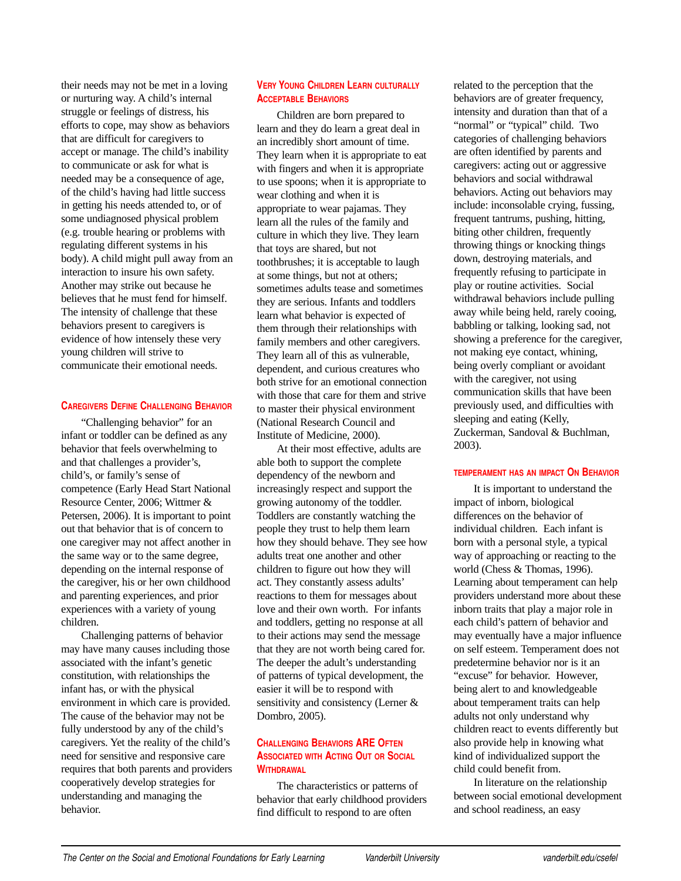their needs may not be met in a loving or nurturing way. A child's internal struggle or feelings of distress, his efforts to cope, may show as behaviors that are difficult for caregivers to accept or manage. The child's inability to communicate or ask for what is needed may be a consequence of age, of the child's having had little success in getting his needs attended to, or of some undiagnosed physical problem (e.g. trouble hearing or problems with regulating different systems in his body). A child might pull away from an interaction to insure his own safety. Another may strike out because he believes that he must fend for himself. The intensity of challenge that these behaviors present to caregivers is evidence of how intensely these very young children will strive to communicate their emotional needs.

### Caregivers Define Challenging Behavior

"Challenging behavior" for an infant or toddler can be defined as any behavior that feels overwhelming to and that challenges a provider's, child's, or family's sense of competence (Early Head Start National Resource Center, 2006; Wittmer & Petersen, 2006). It is important to point out that behavior that is of concern to one caregiver may not affect another in the same way or to the same degree, depending on the internal response of the caregiver, his or her own childhood and parenting experiences, and prior experiences with a variety of young children.

Challenging patterns of behavior may have many causes including those associated with the infant's genetic constitution, with relationships the infant has, or with the physical environment in which care is provided. The cause of the behavior may not be fully understood by any of the child's caregivers. Yet the reality of the child's need for sensitive and responsive care requires that both parents and providers cooperatively develop strategies for understanding and managing the behavior.

### Very Young Children Learn culturally Acceptable Behaviors

Children are born prepared to learn and they do learn a great deal in an incredibly short amount of time. They learn when it is appropriate to eat with fingers and when it is appropriate to use spoons; when it is appropriate to wear clothing and when it is appropriate to wear pajamas. They learn all the rules of the family and culture in which they live. They learn that toys are shared, but not toothbrushes; it is acceptable to laugh at some things, but not at others; sometimes adults tease and sometimes they are serious. Infants and toddlers learn what behavior is expected of them through their relationships with family members and other caregivers. They learn all of this as vulnerable, dependent, and curious creatures who both strive for an emotional connection with those that care for them and strive to master their physical environment (National Research Council and Institute of Medicine, 2000).

At their most effective, adults are able both to support the complete dependency of the newborn and increasingly respect and support the growing autonomy of the toddler. Toddlers are constantly watching the people they trust to help them learn how they should behave. They see how adults treat one another and other children to figure out how they will act. They constantly assess adults' reactions to them for messages about love and their own worth. For infants and toddlers, getting no response at all to their actions may send the message that they are not worth being cared for. The deeper the adult's understanding of patterns of typical development, the easier it will be to respond with sensitivity and consistency (Lerner & Dombro, 2005).

### Challenging Behaviors ARE Often Associated with Acting Out or Social Withdrawal

The characteristics or patterns of behavior that early childhood providers find difficult to respond to are often related to the perception that the behaviors are of greater frequency, intensity and duration than that of a "normal" or "typical" child. Two categories of challenging behaviors are often identified by parents and caregivers: acting out or aggressive behaviors and social withdrawal behaviors. Acting out behaviors may include: inconsolable crying, fussing, frequent tantrums, pushing, hitting, biting other children, frequently throwing things or knocking things down, destroying materials, and frequently refusing to participate in play or routine activities. Social withdrawal behaviors include pulling away while being held, rarely cooing, babbling or talking, looking sad, not showing a preference for the caregiver, not making eye contact, whining, being overly compliant or avoidant with the caregiver, not using communication skills that have been previously used, and difficulties with sleeping and eating (Kelly, Zuckerman, Sandoval & Buchlman, 2003).

### temperament has an impact On Behavior

It is important to understand the impact of inborn, biological differences on the behavior of individual children. Each infant is born with a personal style, a typical way of approaching or reacting to the world (Chess & Thomas, 1996). Learning about temperament can help providers understand more about these inborn traits that play a major role in each child's pattern of behavior and may eventually have a major influence on self esteem. Temperament does not predetermine behavior nor is it an "excuse" for behavior. However, being alert to and knowledgeable about temperament traits can help adults not only understand why children react to events differently but also provide help in knowing what kind of individualized support the child could benefit from.

In literature on the relationship between social emotional development and school readiness, an easy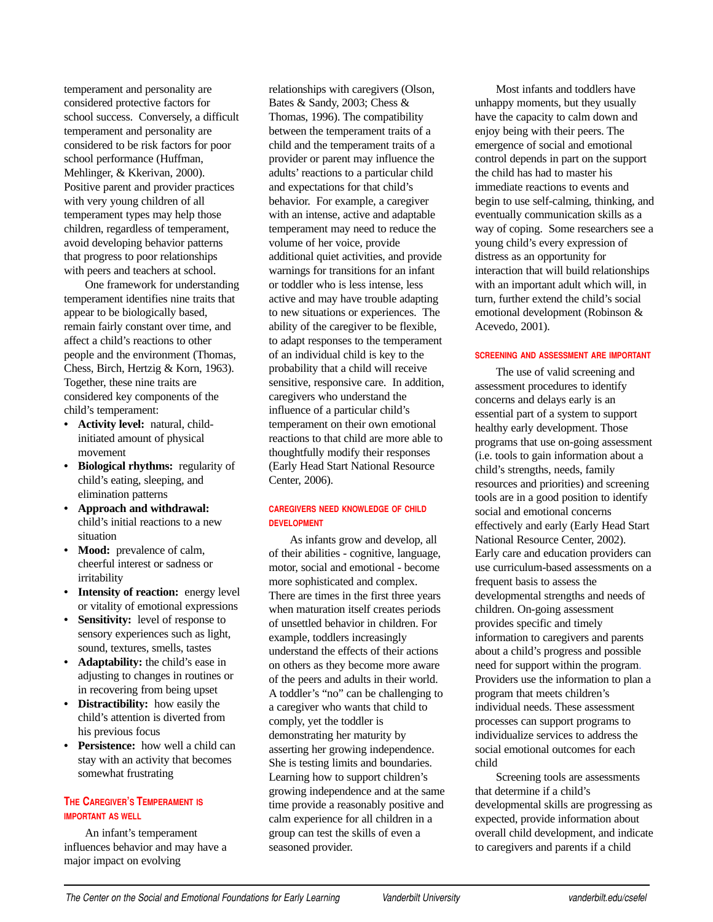temperament and personality are considered protective factors for school success. Conversely, a difficult temperament and personality are considered to be risk factors for poor school performance (Huffman, Mehlinger, & Kkerivan, 2000). Positive parent and provider practices with very young children of all temperament types may help those children, regardless of temperament, avoid developing behavior patterns that progress to poor relationships with peers and teachers at school.

One framework for understanding temperament identifies nine traits that appear to be biologically based, remain fairly constant over time, and affect a child's reactions to other people and the environment (Thomas, Chess, Birch, Hertzig & Korn, 1963). Together, these nine traits are considered key components of the child's temperament:

- **Activity level:** natural, child-initiated amount of physical movement
- **Biological rhythms:** regularity of child's eating, sleeping, and elimination patterns
- **Approach and withdrawal:** child's initial reactions to a new situation
- **Mood:** prevalence of calm, cheerful interest or sadness or irritability
- **Intensity of reaction:** energy level or vitality of emotional expressions
- **Sensitivity:** level of response to sensory experiences such as light, sound, textures, smells, tastes
- **Adaptability:** the child's ease in adjusting to changes in routines or in recovering from being upset
- **Distractibility:** how easily the child's attention is diverted from his previous focus
- **Persistence:** how well a child can stay with an activity that becomes somewhat frustrating

## The Caregiver's Temperament is Important as Well

An infant's temperament influences behavior and may have a major impact on evolving relationships with caregivers (Olson, Bates & Sandy, 2003; Chess & Thomas, 1996). The compatibility between the temperament traits of a child and the temperament traits of a provider or parent may influence the adults' reactions to a particular child and expectations for that child's behavior. For example, a caregiver with an intense, active and adaptable temperament may need to reduce the volume of her voice, provide additional quiet activities, and provide warnings for transitions for an infant or toddler who is less intense, less active and may have trouble adapting to new situations or experiences. The ability of the caregiver to be flexible, to adapt responses to the temperament of an individual child is key to the probability that a child will receive sensitive, responsive care. In addition, caregivers who understand the influence of a particular child's temperament on their own emotional reactions to that child are more able to thoughtfully modify their responses (Early Head Start National Resource Center, 2006).

## Caregivers Need Knowledge of Child Development

As infants grow and develop, all of their abilities - cognitive, language, motor, social and emotional - become more sophisticated and complex. There are times in the first three years when maturation itself creates periods of unsettled behavior in children. For example, toddlers increasingly understand the effects of their actions on others as they become more aware of the peers and adults in their world. A toddler's "no" can be challenging to a caregiver who wants that child to comply, yet the toddler is demonstrating her maturity by asserting her growing independence. She is testing limits and boundaries. Learning how to support children's growing independence and at the same time provide a reasonably positive and calm experience for all children in a group can test the skills of even a seasoned provider.

Most infants and toddlers have unhappy moments, but they usually have the capacity to calm down and enjoy being with their peers. The emergence of social and emotional control depends in part on the support the child has had to master his immediate reactions to events and begin to use self-calming, thinking, and eventually communication skills as a way of coping. Some researchers see a young child's every expression of distress as an opportunity for interaction that will build relationships with an important adult which will, in turn, further extend the child's social emotional development (Robinson & Acevedo, 2001).

## Screening and Assessment are Important

The use of valid screening and assessment procedures to identify concerns and delays early is an essential part of a system to support healthy early development. Those programs that use on-going assessment (i.e. tools to gain information about a child's strengths, needs, family resources and priorities) and screening tools are in a good position to identify social and emotional concerns effectively and early (Early Head Start National Resource Center, 2002). Early care and education providers can use curriculum-based assessments on a frequent basis to assess the developmental strengths and needs of children. On-going assessment provides specific and timely information to caregivers and parents about a child's progress and possible need for support within the program. Providers use the information to plan a program that meets children's individual needs. These assessment processes can support programs to individualize services to address the social emotional outcomes for each child

Screening tools are assessments that determine if a child's developmental skills are progressing as expected, provide information about overall child development, and indicate to caregivers and parents if a child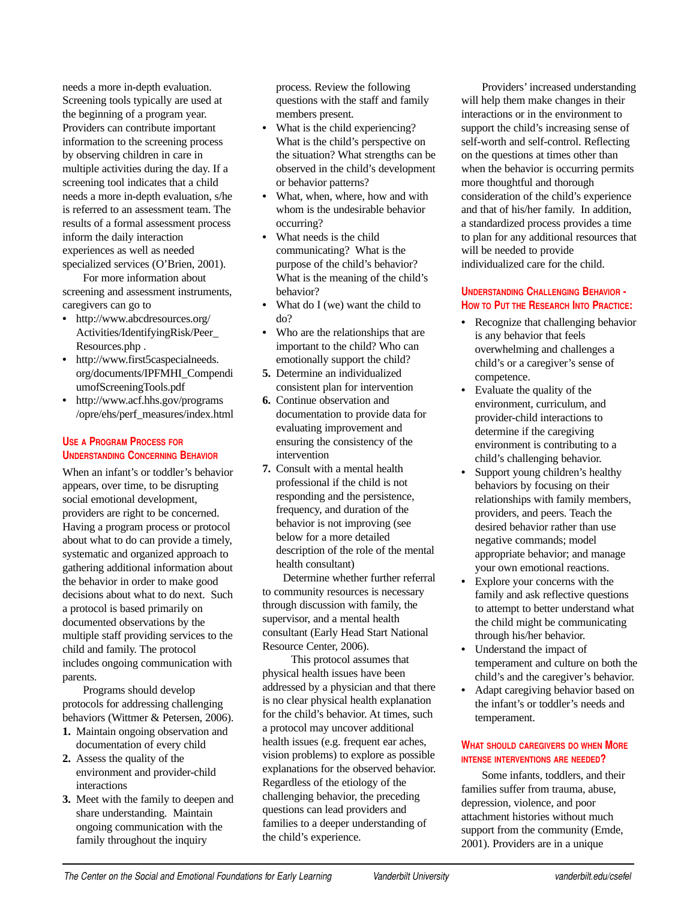needs a more in-depth evaluation. Screening tools typically are used at the beginning of a program year. Providers can contribute important information to the screening process by observing children in care in multiple activities during the day. If a screening tool indicates that a child needs a more in-depth evaluation, s/he is referred to an assessment team. The results of a formal assessment process inform the daily interaction experiences as well as needed specialized services (O'Brien, 2001).

For more information about screening and assessment instruments, caregivers can go to

- http://www.abcdresources.org/Activities/IdentifyingRisk/Peer_Resources.php .
- http://www.first5caspecialneeds.org/documents/IPFMHI_CompendiumofScreeningTools.pdf
- http://www.acf.hhs.gov/programs/opre/ehs/perf_measures/index.html

### Use a Program Process for Understanding Concerning Behavior

When an infant's or toddler's behavior appears, over time, to be disrupting social emotional development, providers are right to be concerned. Having a program process or protocol about what to do can provide a timely, systematic and organized approach to gathering additional information about the behavior in order to make good decisions about what to do next. Such a protocol is based primarily on documented observations by the multiple staff providing services to the child and family. The protocol includes ongoing communication with parents.

Programs should develop protocols for addressing challenging behaviors (Wittmer & Petersen, 2006).

1. Maintain ongoing observation and documentation of every child
2. Assess the quality of the environment and provider-child interactions
3. Meet with the family to deepen and share understanding. Maintain ongoing communication with the family throughout the inquiry process. Review the following questions with the staff and family members present.
   - What is the child experiencing? What is the child's perspective on the situation? What strengths can be observed in the child's development or behavior patterns?
   - What, when, where, how and with whom is the undesirable behavior occurring?
   - What needs is the child communicating? What is the purpose of the child's behavior? What is the meaning of the child's behavior?
   - What do I (we) want the child to do?
   - Who are the relationships that are important to the child? Who can emotionally support the child?
5. Determine an individualized consistent plan for intervention
6. Continue observation and documentation to provide data for evaluating improvement and ensuring the consistency of the intervention
7. Consult with a mental health professional if the child is not responding and the persistence, frequency, and duration of the behavior is not improving (see below for a more detailed description of the role of the mental health consultant)

Determine whether further referral to community resources is necessary through discussion with family, the supervisor, and a mental health consultant (Early Head Start National Resource Center, 2006).

This protocol assumes that physical health issues have been addressed by a physician and that there is no clear physical health explanation for the child's behavior. At times, such a protocol may uncover additional health issues (e.g. frequent ear aches, vision problems) to explore as possible explanations for the observed behavior. Regardless of the etiology of the challenging behavior, the preceding questions can lead providers and families to a deeper understanding of the child's experience.

Providers' increased understanding will help them make changes in their interactions or in the environment to support the child's increasing sense of self-worth and self-control. Reflecting on the questions at times other than when the behavior is occurring permits more thoughtful and thorough consideration of the child's experience and that of his/her family. In addition, a standardized process provides a time to plan for any additional resources that will be needed to provide individualized care for the child.

### Understanding Challenging Behavior - How to Put the Research Into Practice:

- Recognize that challenging behavior is any behavior that feels overwhelming and challenges a child's or a caregiver's sense of competence.
- Evaluate the quality of the environment, curriculum, and provider-child interactions to determine if the caregiving environment is contributing to a child's challenging behavior.
- Support young children's healthy behaviors by focusing on their relationships with family members, providers, and peers. Teach the desired behavior rather than use negative commands; model appropriate behavior; and manage your own emotional reactions.
- Explore your concerns with the family and ask reflective questions to attempt to better understand what the child might be communicating through his/her behavior.
- Understand the impact of temperament and culture on both the child's and the caregiver's behavior.
- Adapt caregiving behavior based on the infant's or toddler's needs and temperament.

### What should caregivers do when More intense interventions are needed?

Some infants, toddlers, and their families suffer from trauma, abuse, depression, violence, and poor attachment histories without much support from the community (Emde, 2001). Providers are in a unique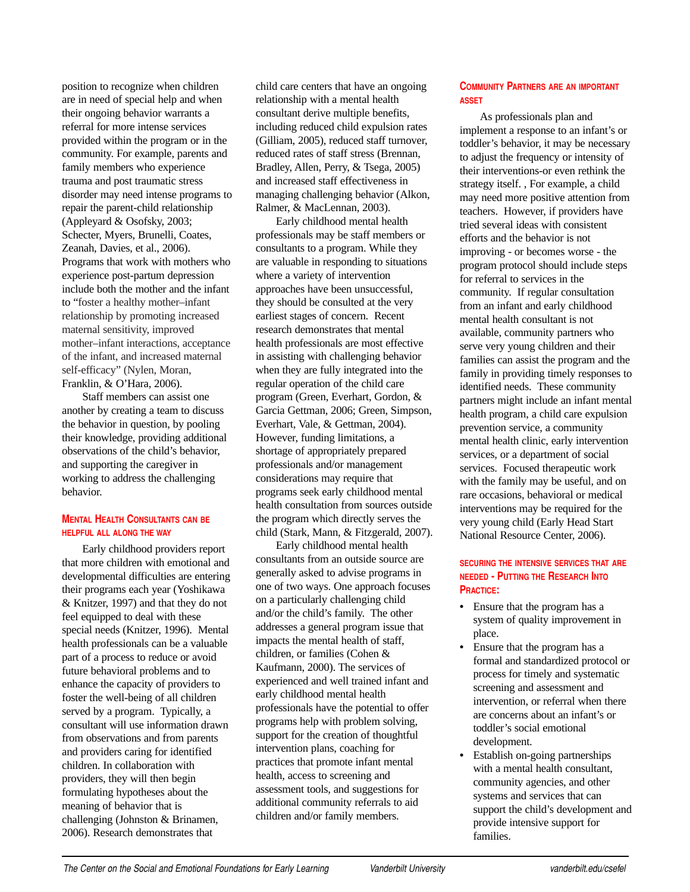position to recognize when children are in need of special help and when their ongoing behavior warrants a referral for more intense services provided within the program or in the community. For example, parents and family members who experience trauma and post traumatic stress disorder may need intense programs to repair the parent-child relationship (Appleyard & Osofsky, 2003; Schecter, Myers, Brunelli, Coates, Zeanah, Davies, et al., 2006). Programs that work with mothers who experience post-partum depression include both the mother and the infant to "foster a healthy mother–infant relationship by promoting increased maternal sensitivity, improved mother–infant interactions, acceptance of the infant, and increased maternal self-efficacy" (Nylen, Moran, Franklin, & O'Hara, 2006).

Staff members can assist one another by creating a team to discuss the behavior in question, by pooling their knowledge, providing additional observations of the child's behavior, and supporting the caregiver in working to address the challenging behavior.

### Mental Health Consultants can be helpful all along the way

Early childhood providers report that more children with emotional and developmental difficulties are entering their programs each year (Yoshikawa & Knitzer, 1997) and that they do not feel equipped to deal with these special needs (Knitzer, 1996). Mental health professionals can be a valuable part of a process to reduce or avoid future behavioral problems and to enhance the capacity of providers to foster the well-being of all children served by a program. Typically, a consultant will use information drawn from observations and from parents and providers caring for identified children. In collaboration with providers, they will then begin formulating hypotheses about the meaning of behavior that is challenging (Johnston & Brinamen, 2006). Research demonstrates that child care centers that have an ongoing relationship with a mental health consultant derive multiple benefits, including reduced child expulsion rates (Gilliam, 2005), reduced staff turnover, reduced rates of staff stress (Brennan, Bradley, Allen, Perry, & Tsega, 2005) and increased staff effectiveness in managing challenging behavior (Alkon, Ralmer, & MacLennan, 2003).

Early childhood mental health professionals may be staff members or consultants to a program. While they are valuable in responding to situations where a variety of intervention approaches have been unsuccessful, they should be consulted at the very earliest stages of concern. Recent research demonstrates that mental health professionals are most effective in assisting with challenging behavior when they are fully integrated into the regular operation of the child care program (Green, Everhart, Gordon, & Garcia Gettman, 2006; Green, Simpson, Everhart, Vale, & Gettman, 2004). However, funding limitations, a shortage of appropriately prepared professionals and/or management considerations may require that programs seek early childhood mental health consultation from sources outside the program which directly serves the child (Stark, Mann, & Fitzgerald, 2007).

Early childhood mental health consultants from an outside source are generally asked to advise programs in one of two ways. One approach focuses on a particularly challenging child and/or the child's family. The other addresses a general program issue that impacts the mental health of staff, children, or families (Cohen & Kaufmann, 2000). The services of experienced and well trained infant and early childhood mental health professionals have the potential to offer programs help with problem solving, support for the creation of thoughtful intervention plans, coaching for practices that promote infant mental health, access to screening and assessment tools, and suggestions for additional community referrals to aid children and/or family members.

### Community Partners are an important asset

As professionals plan and implement a response to an infant's or toddler's behavior, it may be necessary to adjust the frequency or intensity of their interventions-or even rethink the strategy itself. , For example, a child may need more positive attention from teachers. However, if providers have tried several ideas with consistent efforts and the behavior is not improving - or becomes worse - the program protocol should include steps for referral to services in the community. If regular consultation from an infant and early childhood mental health consultant is not available, community partners who serve very young children and their families can assist the program and the family in providing timely responses to identified needs. These community partners might include an infant mental health program, a child care expulsion prevention service, a community mental health clinic, early intervention services, or a department of social services. Focused therapeutic work with the family may be useful, and on rare occasions, behavioral or medical interventions may be required for the very young child (Early Head Start National Resource Center, 2006).

### Securing the intensive services that are needed - Putting the Research Into Practice:

- Ensure that the program has a system of quality improvement in place.
- Ensure that the program has a formal and standardized protocol or process for timely and systematic screening and assessment and intervention, or referral when there are concerns about an infant's or toddler's social emotional development.
- Establish on-going partnerships with a mental health consultant, community agencies, and other systems and services that can support the child's development and provide intensive support for families.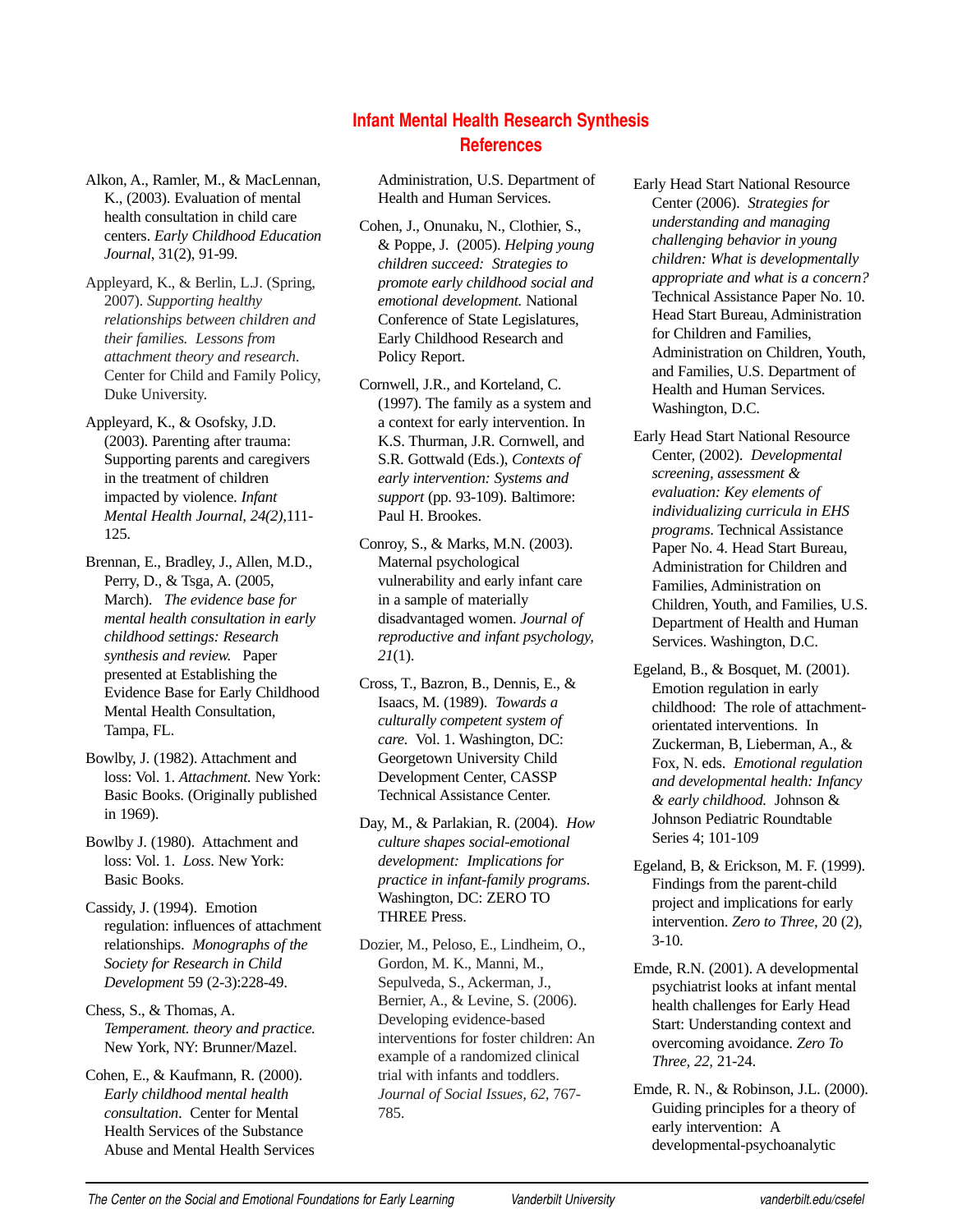## Infant Mental Health Research Synthesis
## References

Alkon, A., Ramler, M., & MacLennan, K., (2003). Evaluation of mental health consultation in child care centers. *Early Childhood Education Journal*, 31(2), 91-99.

Appleyard, K., & Berlin, L.J. (Spring, 2007). *Supporting healthy relationships between children and their families. Lessons from attachment theory and research*. Center for Child and Family Policy, Duke University.

Appleyard, K., & Osofsky, J.D. (2003). Parenting after trauma: Supporting parents and caregivers in the treatment of children impacted by violence. *Infant Mental Health Journal, 24(2)*,111-125.

Brennan, E., Bradley, J., Allen, M.D., Perry, D., & Tsga, A. (2005, March). *The evidence base for mental health consultation in early childhood settings: Research synthesis and review.* Paper presented at Establishing the Evidence Base for Early Childhood Mental Health Consultation, Tampa, FL.

Bowlby, J. (1982). Attachment and loss: Vol. 1. *Attachment.* New York: Basic Books. (Originally published in 1969).

Bowlby J. (1980). Attachment and loss: Vol. 1. *Loss*. New York: Basic Books.

Cassidy, J. (1994). Emotion regulation: influences of attachment relationships. *Monographs of the Society for Research in Child Development* 59 (2-3):228-49.

Chess, S., & Thomas, A. *Temperament. theory and practice.* New York, NY: Brunner/Mazel.

Cohen, E., & Kaufmann, R. (2000). *Early childhood mental health consultation*. Center for Mental Health Services of the Substance Abuse and Mental Health Services Administration, U.S. Department of Health and Human Services.

Cohen, J., Onunaku, N., Clothier, S., & Poppe, J. (2005). *Helping young children succeed: Strategies to promote early childhood social and emotional development.* National Conference of State Legislatures, Early Childhood Research and Policy Report.

Cornwell, J.R., and Korteland, C. (1997). The family as a system and a context for early intervention. In K.S. Thurman, J.R. Cornwell, and S.R. Gottwald (Eds.), *Contexts of early intervention: Systems and support* (pp. 93-109). Baltimore: Paul H. Brookes.

Conroy, S., & Marks, M.N. (2003). Maternal psychological vulnerability and early infant care in a sample of materially disadvantaged women. *Journal of reproductive and infant psychology, 21*(1).

Cross, T., Bazron, B., Dennis, E., & Isaacs, M. (1989). *Towards a culturally competent system of care.* Vol. 1. Washington, DC: Georgetown University Child Development Center, CASSP Technical Assistance Center.

Day, M., & Parlakian, R. (2004). *How culture shapes social-emotional development: Implications for practice in infant-family programs*. Washington, DC: ZERO TO THREE Press.

Dozier, M., Peloso, E., Lindheim, O., Gordon, M. K., Manni, M., Sepulveda, S., Ackerman, J., Bernier, A., & Levine, S. (2006). Developing evidence-based interventions for foster children: An example of a randomized clinical trial with infants and toddlers. *Journal of Social Issues, 62*, 767-785.

Early Head Start National Resource Center (2006). *Strategies for understanding and managing challenging behavior in young children: What is developmentally appropriate and what is a concern?* Technical Assistance Paper No. 10. Head Start Bureau, Administration for Children and Families, Administration on Children, Youth, and Families, U.S. Department of Health and Human Services. Washington, D.C.

Early Head Start National Resource Center, (2002). *Developmental screening, assessment & evaluation: Key elements of individualizing curricula in EHS programs*. Technical Assistance Paper No. 4. Head Start Bureau, Administration for Children and Families, Administration on Children, Youth, and Families, U.S. Department of Health and Human Services. Washington, D.C.

Egeland, B., & Bosquet, M. (2001). Emotion regulation in early childhood: The role of attachment-orientated interventions. In Zuckerman, B, Lieberman, A., & Fox, N. eds. *Emotional regulation and developmental health: Infancy & early childhood.* Johnson & Johnson Pediatric Roundtable Series 4; 101-109

Egeland, B, & Erickson, M. F. (1999). Findings from the parent-child project and implications for early intervention. *Zero to Three,* 20 (2), 3-10.

Emde, R.N. (2001). A developmental psychiatrist looks at infant mental health challenges for Early Head Start: Understanding context and overcoming avoidance. *Zero To Three, 22,* 21-24.

Emde, R. N., & Robinson, J.L. (2000). Guiding principles for a theory of early intervention: A developmental-psychoanalytic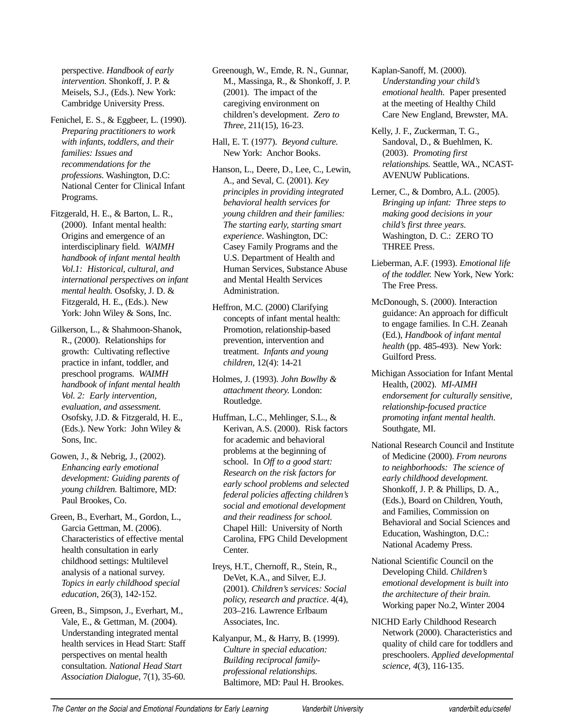perspective. *Handbook of early intervention.* Shonkoff, J. P. & Meisels, S.J., (Eds.). New York: Cambridge University Press.

Fenichel, E. S., & Eggbeer, L. (1990). *Preparing practitioners to work with infants, toddlers, and their families: Issues and recommendations for the professions*. Washington, D.C: National Center for Clinical Infant Programs.

Fitzgerald, H. E., & Barton, L. R., (2000). Infant mental health: Origins and emergence of an interdisciplinary field. *WAIMH handbook of infant mental health Vol.1: Historical, cultural, and international perspectives on infant mental health.* Osofsky, J. D. & Fitzgerald, H. E., (Eds.). New York: John Wiley & Sons, Inc.

Gilkerson, L., & Shahmoon-Shanok, R., (2000). Relationships for growth: Cultivating reflective practice in infant, toddler, and preschool programs. *WAIMH handbook of infant mental health Vol. 2: Early intervention, evaluation, and assessment.* Osofsky, J.D. & Fitzgerald, H. E., (Eds.). New York: John Wiley & Sons, Inc.

Gowen, J., & Nebrig, J., (2002). *Enhancing early emotional development: Guiding parents of young children.* Baltimore, MD: Paul Brookes, Co.

Green, B., Everhart, M., Gordon, L., Garcia Gettman, M. (2006). Characteristics of effective mental health consultation in early childhood settings: Multilevel analysis of a national survey. *Topics in early childhood special education*, 26(3), 142-152.

Green, B., Simpson, J., Everhart, M., Vale, E., & Gettman, M. (2004). Understanding integrated mental health services in Head Start: Staff perspectives on mental health consultation. *National Head Start Association Dialogue*, 7(1), 35-60.

Greenough, W., Emde, R. N., Gunnar, M., Massinga, R., & Shonkoff, J. P. (2001). The impact of the caregiving environment on children's development. *Zero to Three*, 211(15), 16-23.

Hall, E. T. (1977). *Beyond culture.* New York: Anchor Books.

Hanson, L., Deere, D., Lee, C., Lewin, A., and Seval, C. (2001). *Key principles in providing integrated behavioral health services for young children and their families: The starting early, starting smart experience*. Washington, DC: Casey Family Programs and the U.S. Department of Health and Human Services, Substance Abuse and Mental Health Services Administration.

Heffron, M.C. (2000) Clarifying concepts of infant mental health: Promotion, relationship-based prevention, intervention and treatment. *Infants and young children*, 12(4): 14-21

Holmes, J. (1993). *John Bowlby & attachment theory.* London: Routledge.

Huffman, L.C., Mehlinger, S.L., & Kerivan, A.S. (2000). Risk factors for academic and behavioral problems at the beginning of school. In *Off to a good start: Research on the risk factors for early school problems and selected federal policies affecting children's social and emotional development and their readiness for school.* Chapel Hill: University of North Carolina, FPG Child Development Center.

Ireys, H.T., Chernoff, R., Stein, R., DeVet, K.A., and Silver, E.J. (2001). *Children's services: Social policy, research and practice*. 4(4), 203–216. Lawrence Erlbaum Associates, Inc.

Kalyanpur, M., & Harry, B. (1999). *Culture in special education: Building reciprocal family-professional relationships*. Baltimore, MD: Paul H. Brookes.

Kaplan-Sanoff, M. (2000). *Understanding your child's emotional health*. Paper presented at the meeting of Healthy Child Care New England, Brewster, MA.

Kelly, J. F., Zuckerman, T. G., Sandoval, D., & Buehlmen, K. (2003). *Promoting first relationships.* Seattle, WA., NCAST-AVENUW Publications.

Lerner, C., & Dombro, A.L. (2005). *Bringing up infant: Three steps to making good decisions in your child's first three years*. Washington, D. C.: ZERO TO THREE Press.

Lieberman, A.F. (1993). *Emotional life of the toddler.* New York, New York: The Free Press.

McDonough, S. (2000). Interaction guidance: An approach for difficult to engage families. In C.H. Zeanah (Ed.), *Handbook of infant mental health* (pp. 485-493). New York: Guilford Press.

Michigan Association for Infant Mental Health, (2002). *MI-AIMH endorsement for culturally sensitive, relationship-focused practice promoting infant mental health*. Southgate, MI.

National Research Council and Institute of Medicine (2000). *From neurons to neighborhoods: The science of early childhood development.* Shonkoff, J. P. & Phillips, D. A., (Eds.), Board on Children, Youth, and Families, Commission on Behavioral and Social Sciences and Education, Washington, D.C.: National Academy Press.

National Scientific Council on the Developing Child. *Children's emotional development is built into the architecture of their brain.* Working paper No.2, Winter 2004

NICHD Early Childhood Research Network (2000). Characteristics and quality of child care for toddlers and preschoolers. *Applied developmental science, 4*(3), 116-135.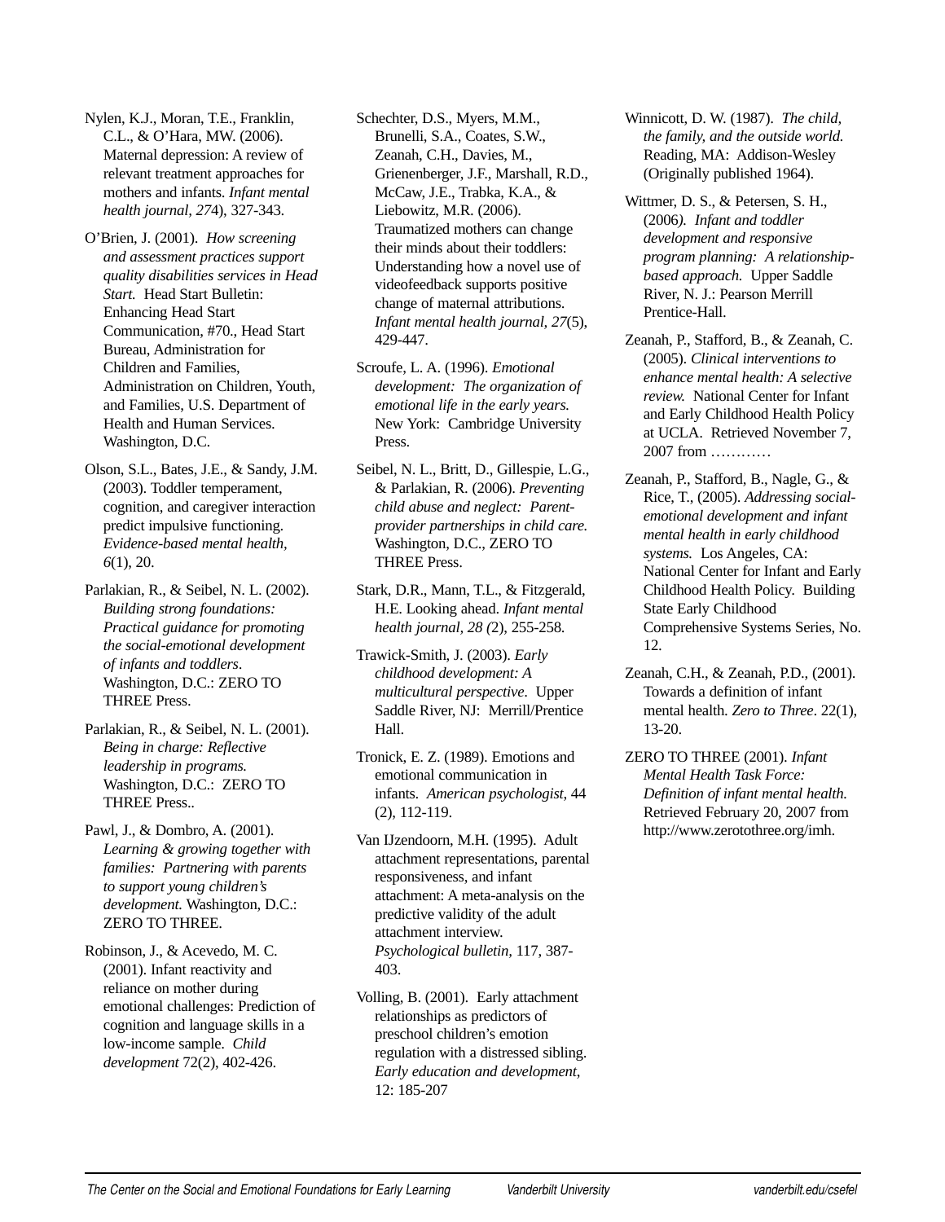Nylen, K.J., Moran, T.E., Franklin, C.L., & O'Hara, MW. (2006). Maternal depression: A review of relevant treatment approaches for mothers and infants. *Infant mental health journal, 27*4), 327-343.

O'Brien, J. (2001). *How screening and assessment practices support quality disabilities services in Head Start.* Head Start Bulletin: Enhancing Head Start Communication, #70., Head Start Bureau, Administration for Children and Families, Administration on Children, Youth, and Families, U.S. Department of Health and Human Services. Washington, D.C.

Olson, S.L., Bates, J.E., & Sandy, J.M. (2003). Toddler temperament, cognition, and caregiver interaction predict impulsive functioning. *Evidence-based mental health, 6*(1), 20.

Parlakian, R., & Seibel, N. L. (2002). *Building strong foundations: Practical guidance for promoting the social-emotional development of infants and toddlers*. Washington, D.C.: ZERO TO THREE Press.

Parlakian, R., & Seibel, N. L. (2001). *Being in charge: Reflective leadership in programs.* Washington, D.C.: ZERO TO THREE Press..

Pawl, J., & Dombro, A. (2001). *Learning & growing together with families: Partnering with parents to support young children's development.* Washington, D.C.: ZERO TO THREE.

Robinson, J., & Acevedo, M. C. (2001). Infant reactivity and reliance on mother during emotional challenges: Prediction of cognition and language skills in a low-income sample. *Child development* 72(2), 402-426.

Schechter, D.S., Myers, M.M., Brunelli, S.A., Coates, S.W., Zeanah, C.H., Davies, M., Grienenberger, J.F., Marshall, R.D., McCaw, J.E., Trabka, K.A., & Liebowitz, M.R. (2006). Traumatized mothers can change their minds about their toddlers: Understanding how a novel use of videofeedback supports positive change of maternal attributions. *Infant mental health journal, 27*(5), 429-447.

Scroufe, L. A. (1996). *Emotional development: The organization of emotional life in the early years.* New York: Cambridge University Press.

Seibel, N. L., Britt, D., Gillespie, L.G., & Parlakian, R. (2006). *Preventing child abuse and neglect: Parent-provider partnerships in child care.* Washington, D.C., ZERO TO THREE Press.

Stark, D.R., Mann, T.L., & Fitzgerald, H.E. Looking ahead. *Infant mental health journal, 28 (*2), 255-258.

Trawick-Smith, J. (2003). *Early childhood development: A multicultural perspective*. Upper Saddle River, NJ: Merrill/Prentice Hall.

Tronick, E. Z. (1989). Emotions and emotional communication in infants. *American psychologist*, 44 (2), 112-119.

Van IJzendoorn, M.H. (1995). Adult attachment representations, parental responsiveness, and infant attachment: A meta-analysis on the predictive validity of the adult attachment interview. *Psychological bulletin*, 117, 387-403.

Volling, B. (2001). Early attachment relationships as predictors of preschool children's emotion regulation with a distressed sibling. *Early education and development*, 12: 185-207

Winnicott, D. W. (1987). *The child, the family, and the outside world.* Reading, MA: Addison-Wesley (Originally published 1964).

Wittmer, D. S., & Petersen, S. H., (2006*). Infant and toddler development and responsive program planning: A relationship-based approach.* Upper Saddle River, N. J.: Pearson Merrill Prentice-Hall.

Zeanah, P., Stafford, B., & Zeanah, C. (2005). *Clinical interventions to enhance mental health: A selective review.* National Center for Infant and Early Childhood Health Policy at UCLA. Retrieved November 7, 2007 from …………

Zeanah, P., Stafford, B., Nagle, G., & Rice, T., (2005). *Addressing social-emotional development and infant mental health in early childhood systems.* Los Angeles, CA: National Center for Infant and Early Childhood Health Policy. Building State Early Childhood Comprehensive Systems Series, No. 12.

Zeanah, C.H., & Zeanah, P.D., (2001). Towards a definition of infant mental health. *Zero to Three*. 22(1), 13-20.

ZERO TO THREE (2001). *Infant Mental Health Task Force: Definition of infant mental health.* Retrieved February 20, 2007 from http://www.zerotothree.org/imh.